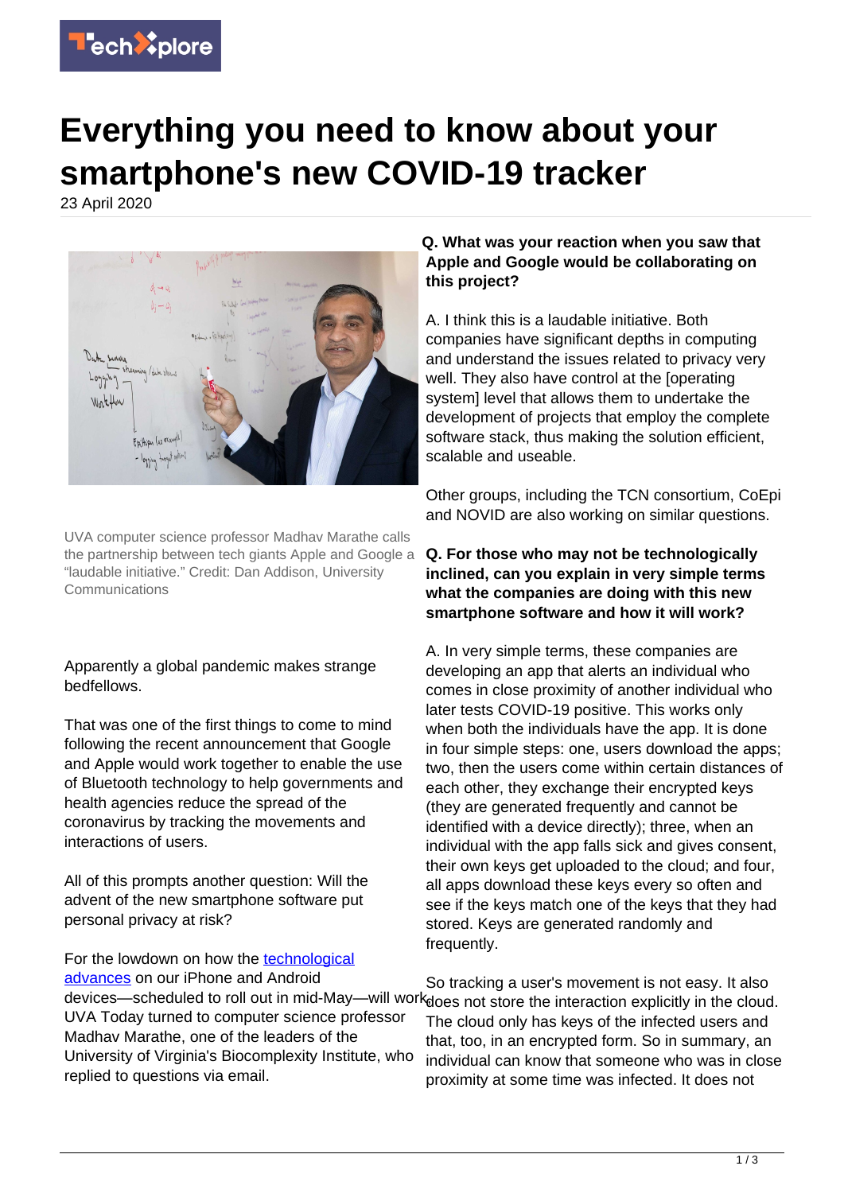# Everything you need to know about your smartphone's new COVID-19 tracker

23 April 2020

UVA computer science professor Madhav Marathe calls the partnership between tech giants Apple and Google a "laudable initiative." Credit: Dan Addison, University Communications

Apparently a global pandemic makes strange bedfellows.

That was one of the first things to come to mind following the recent announcement that Google and Apple would work together to enable the use of Bluetooth technology to help governments and health agencies reduce the spread of the coronavirus by tracking the movements and interactions of users.

All of this prompts another question: Will the advent of the new smartphone software put personal privacy at risk?

For the lowdown on how the technological advances on our iPhone and Android devices—scheduled to roll out in mid-May—will work UVA Today turned to computer science professor Madhav Marathe, one of the leaders of the University of Virginia's Biocomplexity Institute, who replied to questions via email.

**Q. What was your reaction when you saw that Apple and Google would be collaborating on this project?**

A. I think this is a laudable initiative. Both companies have significant depths in computing and understand the issues related to privacy very well. They also have control at the [operating system] level that allows them to undertake the development of projects that employ the complete software stack, thus making the solution efficient, scalable and useable.

Other groups, including the TCN consortium, CoEpi and NOVID are also working on similar questions.

**Q. For those who may not be technologically inclined, can you explain in very simple terms what the companies are doing with this new smartphone software and how it will work?**

A. In very simple terms, these companies are developing an app that alerts an individual who comes in close proximity of another individual who later tests COVID-19 positive. This works only when both the individuals have the app. It is done in four simple steps: one, users download the apps; two, then the users come within certain distances of each other, they exchange their encrypted keys (they are generated frequently and cannot be identified with a device directly); three, when an individual with the app falls sick and gives consent, their own keys get uploaded to the cloud; and four, all apps download these keys every so often and see if the keys match one of the keys that they had stored. Keys are generated randomly and frequently.

So tracking a user's movement is not easy. It also does not store the interaction explicitly in the cloud. The cloud only has keys of the infected users and that, too, in an encrypted form. So in summary, an individual can know that someone who was in close proximity at some time was infected. It does not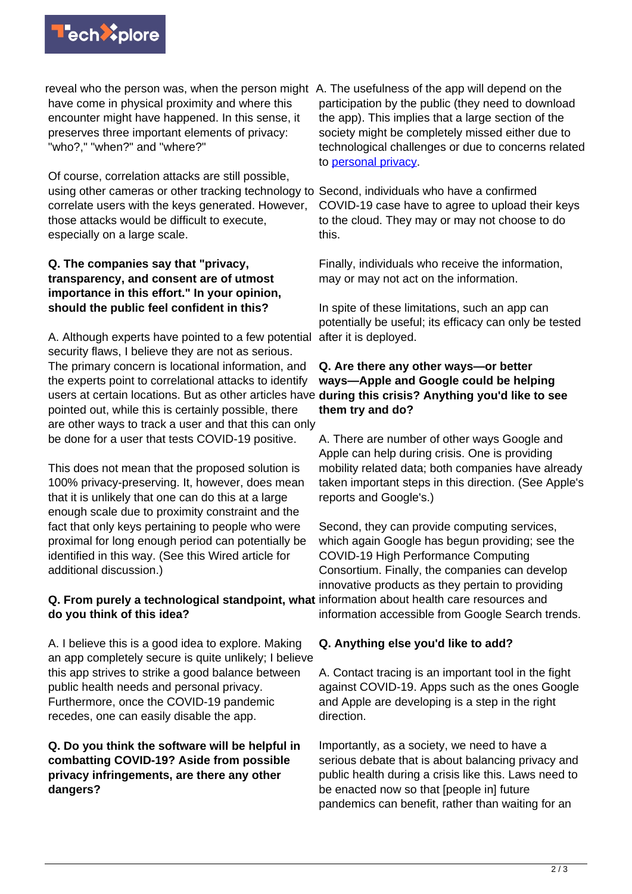reveal who the person was, when the person might have come in physical proximity and where this encounter might have happened. In this sense, it preserves three important elements of privacy: "who?," "when?" and "where?"

Of course, correlation attacks are still possible, using other cameras or other tracking technology to correlate users with the keys generated. However, those attacks would be difficult to execute, especially on a large scale.

**Q. The companies say that "privacy, transparency, and consent are of utmost importance in this effort." In your opinion, should the public feel confident in this?**

A. Although experts have pointed to a few potential security flaws, I believe they are not as serious. The primary concern is locational information, and the experts point to correlational attacks to identify users at certain locations. But as other articles have pointed out, while this is certainly possible, there are other ways to track a user and that this can only be done for a user that tests COVID-19 positive.

This does not mean that the proposed solution is 100% privacy-preserving. It, however, does mean that it is unlikely that one can do this at a large enough scale due to proximity constraint and the fact that only keys pertaining to people who were proximal for long enough period can potentially be identified in this way. (See this Wired article for additional discussion.)

**Q. From purely a technological standpoint, what do you think of this idea?**

A. I believe this is a good idea to explore. Making an app completely secure is quite unlikely; I believe this app strives to strike a good balance between public health needs and personal privacy. Furthermore, once the COVID-19 pandemic recedes, one can easily disable the app.

**Q. Do you think the software will be helpful in combatting COVID-19? Aside from possible privacy infringements, are there any other dangers?**

A. The usefulness of the app will depend on the participation by the public (they need to download the app). This implies that a large section of the society might be completely missed either due to technological challenges or due to concerns related to [personal privacy](personal privacy).

Second, individuals who have a confirmed COVID-19 case have to agree to upload their keys to the cloud. They may or may not choose to do this.

Finally, individuals who receive the information, may or may not act on the information.

In spite of these limitations, such an app can potentially be useful; its efficacy can only be tested after it is deployed.

**Q. Are there any other ways—or better ways—Apple and Google could be helping during this crisis? Anything you'd like to see them try and do?**

A. There are number of other ways Google and Apple can help during crisis. One is providing mobility related data; both companies have already taken important steps in this direction. (See Apple's reports and Google's.)

Second, they can provide computing services, which again Google has begun providing; see the COVID-19 High Performance Computing Consortium. Finally, the companies can develop innovative products as they pertain to providing information about health care resources and information accessible from Google Search trends.

**Q. Anything else you'd like to add?**

A. Contact tracing is an important tool in the fight against COVID-19. Apps such as the ones Google and Apple are developing is a step in the right direction.

Importantly, as a society, we need to have a serious debate that is about balancing privacy and public health during a crisis like this. Laws need to be enacted now so that [people in] future pandemics can benefit, rather than waiting for an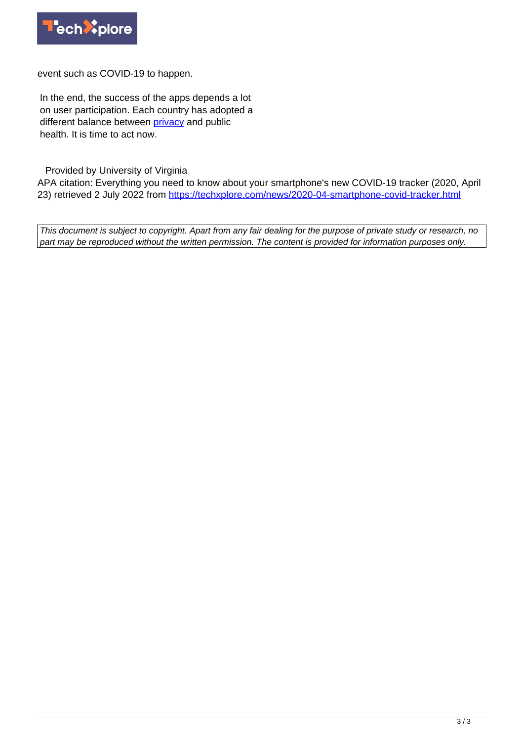event such as COVID-19 to happen.

In the end, the success of the apps depends a lot on user participation. Each country has adopted a different balance between [privacy](https://techxplore.com/tags/privacy/) and public health. It is time to act now.

Provided by University of Virginia

APA citation: Everything you need to know about your smartphone's new COVID-19 tracker (2020, April 23) retrieved 2 July 2022 from https://techxplore.com/news/2020-04-smartphone-covid-tracker.html

*This document is subject to copyright. Apart from any fair dealing for the purpose of private study or research, no part may be reproduced without the written permission. The content is provided for information purposes only.*